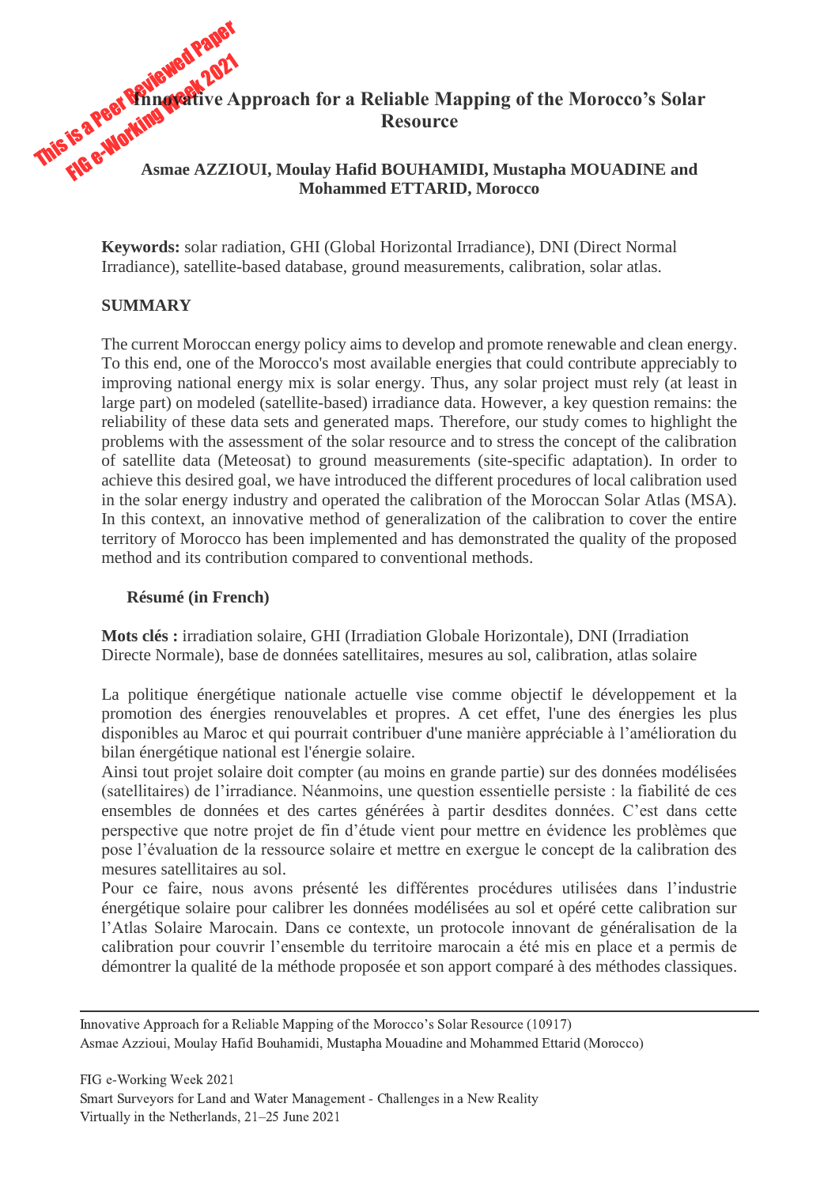This is a Peer Reviewed Paper
FIG e-Working Week 2021

# Innovative Approach for a Reliable Mapping of the Morocco's Solar Resource

**Asmae AZZIOUI, Moulay Hafid BOUHAMIDI, Mustapha MOUADINE and Mohammed ETTARID, Morocco**

**Keywords:** solar radiation, GHI (Global Horizontal Irradiance), DNI (Direct Normal Irradiance), satellite-based database, ground measurements, calibration, solar atlas.

## SUMMARY

The current Moroccan energy policy aims to develop and promote renewable and clean energy. To this end, one of the Morocco's most available energies that could contribute appreciably to improving national energy mix is solar energy. Thus, any solar project must rely (at least in large part) on modeled (satellite-based) irradiance data. However, a key question remains: the reliability of these data sets and generated maps. Therefore, our study comes to highlight the problems with the assessment of the solar resource and to stress the concept of the calibration of satellite data (Meteosat) to ground measurements (site-specific adaptation). In order to achieve this desired goal, we have introduced the different procedures of local calibration used in the solar energy industry and operated the calibration of the Moroccan Solar Atlas (MSA). In this context, an innovative method of generalization of the calibration to cover the entire territory of Morocco has been implemented and has demonstrated the quality of the proposed method and its contribution compared to conventional methods.

## Résumé (in French)

**Mots clés :** irradiation solaire, GHI (Irradiation Globale Horizontale), DNI (Irradiation Directe Normale), base de données satellitaires, mesures au sol, calibration, atlas solaire

La politique énergétique nationale actuelle vise comme objectif le développement et la promotion des énergies renouvelables et propres. A cet effet, l'une des énergies les plus disponibles au Maroc et qui pourrait contribuer d'une manière appréciable à l'amélioration du bilan énergétique national est l'énergie solaire.

Ainsi tout projet solaire doit compter (au moins en grande partie) sur des données modélisées (satellitaires) de l'irradiance. Néanmoins, une question essentielle persiste : la fiabilité de ces ensembles de données et des cartes générées à partir desdites données. C'est dans cette perspective que notre projet de fin d'étude vient pour mettre en évidence les problèmes que pose l'évaluation de la ressource solaire et mettre en exergue le concept de la calibration des mesures satellitaires au sol.

Pour ce faire, nous avons présenté les différentes procédures utilisées dans l'industrie énergétique solaire pour calibrer les données modélisées au sol et opéré cette calibration sur l'Atlas Solaire Marocain. Dans ce contexte, un protocole innovant de généralisation de la calibration pour couvrir l'ensemble du territoire marocain a été mis en place et a permis de démontrer la qualité de la méthode proposée et son apport comparé à des méthodes classiques.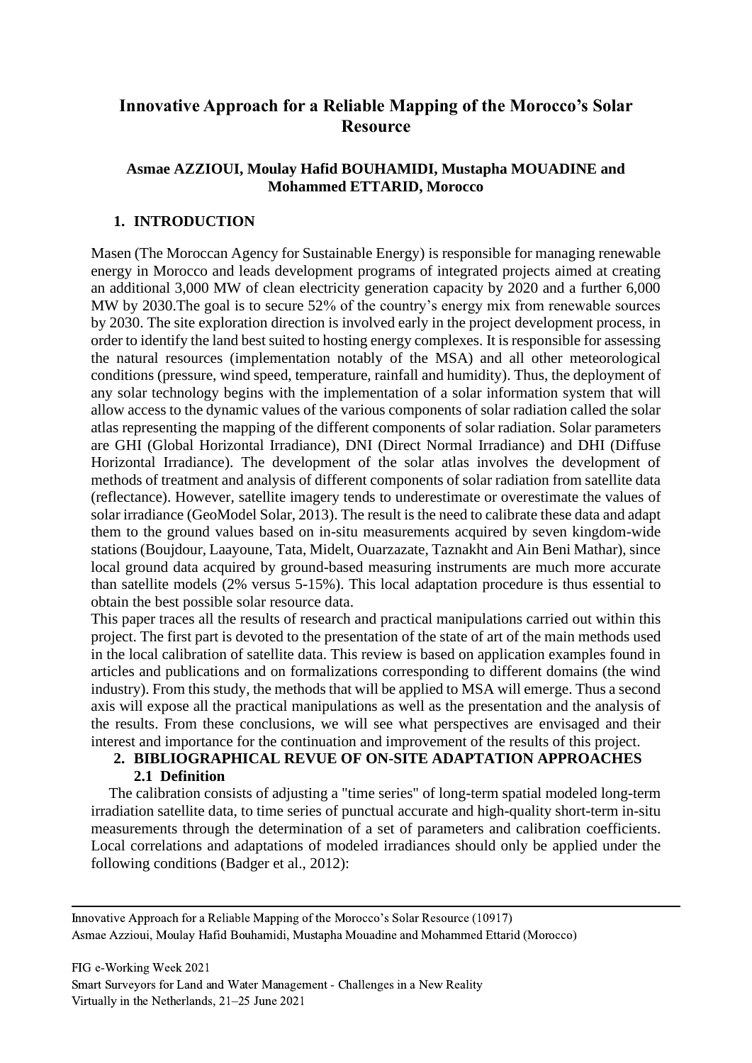# Innovative Approach for a Reliable Mapping of the Morocco's Solar Resource

**Asmae AZZIOUI, Moulay Hafid BOUHAMIDI, Mustapha MOUADINE and Mohammed ETTARID, Morocco**

## 1. INTRODUCTION

Masen (The Moroccan Agency for Sustainable Energy) is responsible for managing renewable energy in Morocco and leads development programs of integrated projects aimed at creating an additional 3,000 MW of clean electricity generation capacity by 2020 and a further 6,000 MW by 2030.The goal is to secure 52% of the country's energy mix from renewable sources by 2030. The site exploration direction is involved early in the project development process, in order to identify the land best suited to hosting energy complexes. It is responsible for assessing the natural resources (implementation notably of the MSA) and all other meteorological conditions (pressure, wind speed, temperature, rainfall and humidity). Thus, the deployment of any solar technology begins with the implementation of a solar information system that will allow access to the dynamic values of the various components of solar radiation called the solar atlas representing the mapping of the different components of solar radiation. Solar parameters are GHI (Global Horizontal Irradiance), DNI (Direct Normal Irradiance) and DHI (Diffuse Horizontal Irradiance). The development of the solar atlas involves the development of methods of treatment and analysis of different components of solar radiation from satellite data (reflectance). However, satellite imagery tends to underestimate or overestimate the values of solar irradiance (GeoModel Solar, 2013). The result is the need to calibrate these data and adapt them to the ground values based on in-situ measurements acquired by seven kingdom-wide stations (Boujdour, Laayoune, Tata, Midelt, Ouarzazate, Taznakht and Ain Beni Mathar), since local ground data acquired by ground-based measuring instruments are much more accurate than satellite models (2% versus 5-15%). This local adaptation procedure is thus essential to obtain the best possible solar resource data.

This paper traces all the results of research and practical manipulations carried out within this project. The first part is devoted to the presentation of the state of art of the main methods used in the local calibration of satellite data. This review is based on application examples found in articles and publications and on formalizations corresponding to different domains (the wind industry). From this study, the methods that will be applied to MSA will emerge. Thus a second axis will expose all the practical manipulations as well as the presentation and the analysis of the results. From these conclusions, we will see what perspectives are envisaged and their interest and importance for the continuation and improvement of the results of this project.

## 2. BIBLIOGRAPHICAL REVUE OF ON-SITE ADAPTATION APPROACHES

### 2.1 Definition

The calibration consists of adjusting a "time series" of long-term spatial modeled long-term irradiation satellite data, to time series of punctual accurate and high-quality short-term in-situ measurements through the determination of a set of parameters and calibration coefficients. Local correlations and adaptations of modeled irradiances should only be applied under the following conditions (Badger et al., 2012):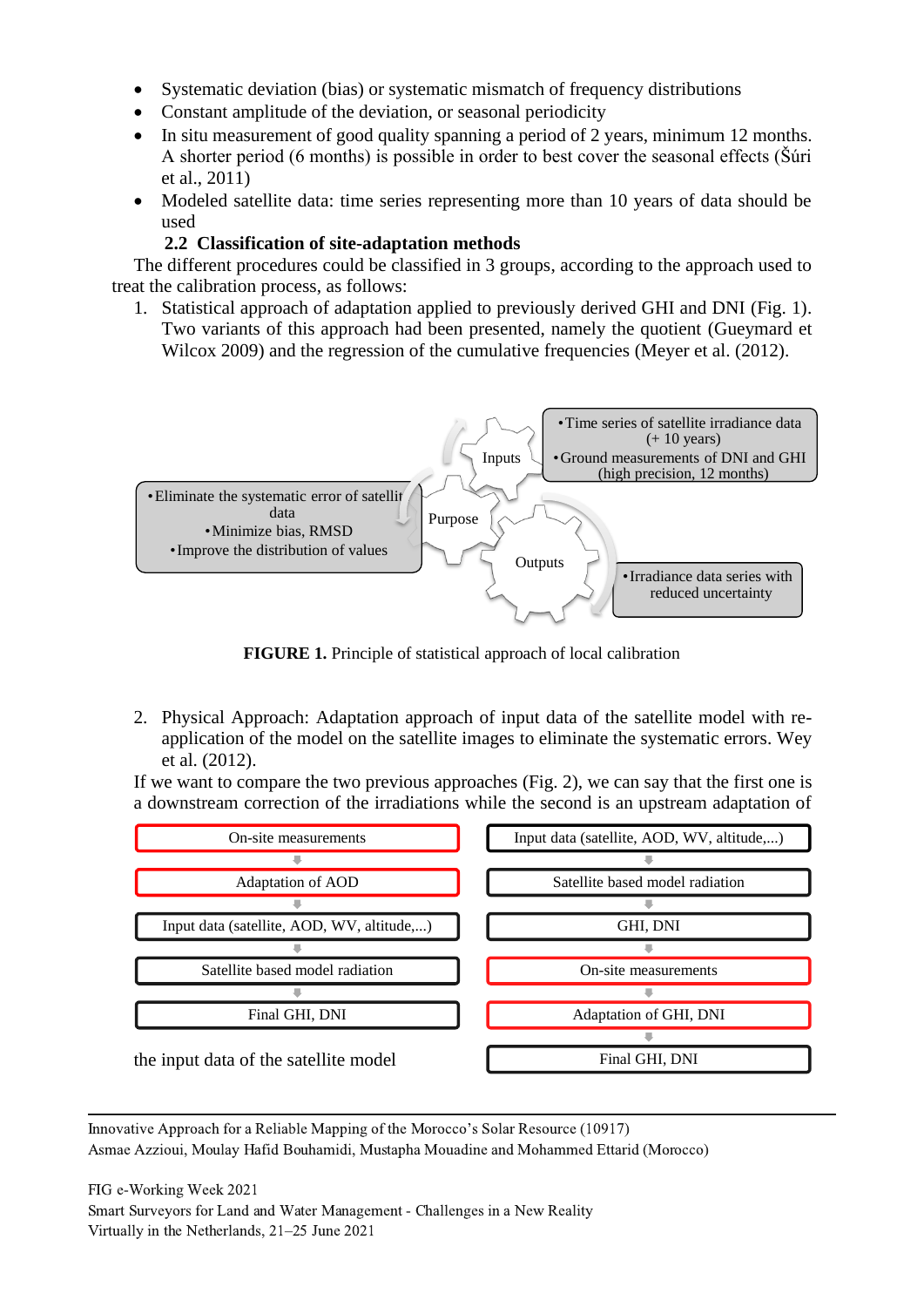- Systematic deviation (bias) or systematic mismatch of frequency distributions
- Constant amplitude of the deviation, or seasonal periodicity
- In situ measurement of good quality spanning a period of 2 years, minimum 12 months. A shorter period (6 months) is possible in order to best cover the seasonal effects (Šúri et al., 2011)
- Modeled satellite data: time series representing more than 10 years of data should be used

## 2.2 Classification of site-adaptation methods

The different procedures could be classified in 3 groups, according to the approach used to treat the calibration process, as follows:

1. Statistical approach of adaptation applied to previously derived GHI and DNI (Fig. 1). Two variants of this approach had been presented, namely the quotient (Gueymard et Wilcox 2009) and the regression of the cumulative frequencies (Meyer et al. (2012).

- Inputs:
  - Time series of satellite irradiance data (+ 10 years)
  - Ground measurements of DNI and GHI (high precision, 12 months)
- Purpose:
  - Eliminate the systematic error of satellite data
  - Minimize bias, RMSD
  - Improve the distribution of values
- Outputs:
  - Irradiance data series with reduced uncertainty

**FIGURE 1.** Principle of statistical approach of local calibration

2. Physical Approach: Adaptation approach of input data of the satellite model with re-application of the model on the satellite images to eliminate the systematic errors. Wey et al. (2012).

If we want to compare the two previous approaches (Fig. 2), we can say that the first one is a downstream correction of the irradiations while the second is an upstream adaptation of the input data of the satellite model

| Physical approach (upstream) | Statistical approach (downstream) |
|---|---|
| On-site measurements | Input data (satellite, AOD, WV, altitude,...) |
| ↓ | ↓ |
| Adaptation of AOD | Satellite based model radiation |
| ↓ | ↓ |
| Input data (satellite, AOD, WV, altitude,...) | GHI, DNI |
| ↓ | ↓ |
| Satellite based model radiation | On-site measurements |
| ↓ | ↓ |
| Final GHI, DNI | Adaptation of GHI, DNI |
| | ↓ |
| | Final GHI, DNI |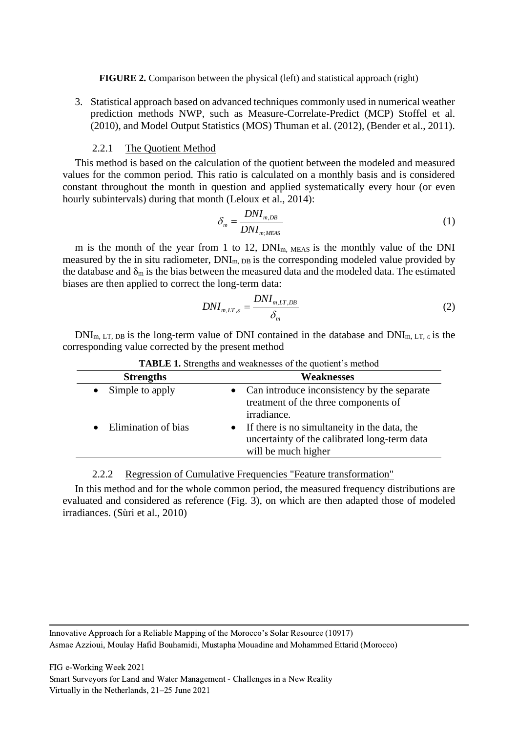**FIGURE 2.** Comparison between the physical (left) and statistical approach (right)

3. Statistical approach based on advanced techniques commonly used in numerical weather prediction methods NWP, such as Measure-Correlate-Predict (MCP) Stoffel et al. (2010), and Model Output Statistics (MOS) Thuman et al. (2012), (Bender et al., 2011).

#### 2.2.1 The Quotient Method

This method is based on the calculation of the quotient between the modeled and measured values for the common period. This ratio is calculated on a monthly basis and is considered constant throughout the month in question and applied systematically every hour (or even hourly subintervals) during that month (Leloux et al., 2014):

$$\delta_m = \frac{DNI_{m,DB}}{DNI_{m;MEAS}} \tag{1}$$

m is the month of the year from 1 to 12, $DNI_{m,\ MEAS}$ is the monthly value of the DNI measured by the in situ radiometer, $DNI_{m,\ DB}$ is the corresponding modeled value provided by the database and $\delta_m$ is the bias between the measured data and the modeled data. The estimated biases are then applied to correct the long-term data:

$$DNI_{m,LT,\varepsilon} = \frac{DNI_{m,LT,DB}}{\delta_m} \tag{2}$$

$DNI_{m,\ LT,\ DB}$ is the long-term value of DNI contained in the database and $DNI_{m,\ LT,\ \varepsilon}$ is the corresponding value corrected by the present method

**TABLE 1.** Strengths and weaknesses of the quotient's method

| Strengths | Weaknesses |
|---|---|
| • Simple to apply | • Can introduce inconsistency by the separate treatment of the three components of irradiance. |
| • Elimination of bias | • If there is no simultaneity in the data, the uncertainty of the calibrated long-term data will be much higher |

#### 2.2.2 Regression of Cumulative Frequencies "Feature transformation"

In this method and for the whole common period, the measured frequency distributions are evaluated and considered as reference (Fig. 3), on which are then adapted those of modeled irradiances. (Sùri et al., 2010)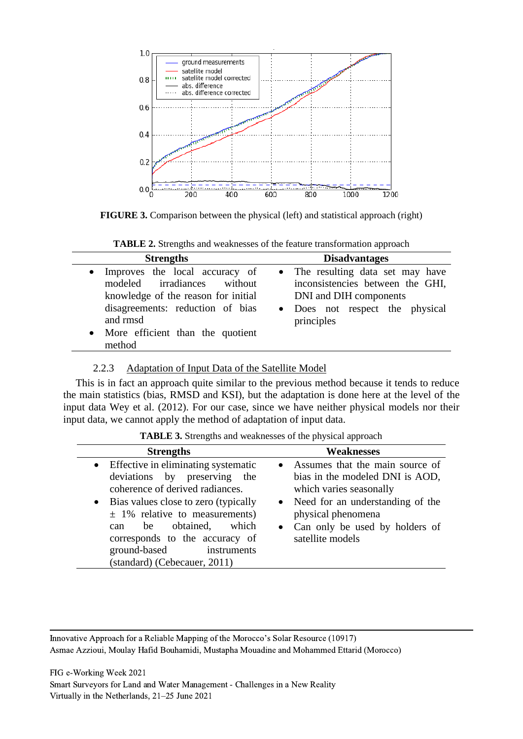FIGURE 3. Comparison between the physical (left) and statistical approach (right)

**TABLE 2.** Strengths and weaknesses of the feature transformation approach

| Strengths | Disadvantages |
|---|---|
| • Improves the local accuracy of modeled irradiances without knowledge of the reason for initial disagreements: reduction of bias and rmsd<br>• More efficient than the quotient method | • The resulting data set may have inconsistencies between the GHI, DNI and DIH components<br>• Does not respect the physical principles |

### 2.2.3 Adaptation of Input Data of the Satellite Model

This is in fact an approach quite similar to the previous method because it tends to reduce the main statistics (bias, RMSD and KSI), but the adaptation is done here at the level of the input data Wey et al. (2012). For our case, since we have neither physical models nor their input data, we cannot apply the method of adaptation of input data.

**TABLE 3.** Strengths and weaknesses of the physical approach

| Strengths | Weaknesses |
|---|---|
| • Effective in eliminating systematic deviations by preserving the coherence of derived radiances.<br>• Bias values close to zero (typically ± 1% relative to measurements) can be obtained, which corresponds to the accuracy of ground-based instruments (standard) (Cebecauer, 2011) | • Assumes that the main source of bias in the modeled DNI is AOD, which varies seasonally<br>• Need for an understanding of the physical phenomena<br>• Can only be used by holders of satellite models |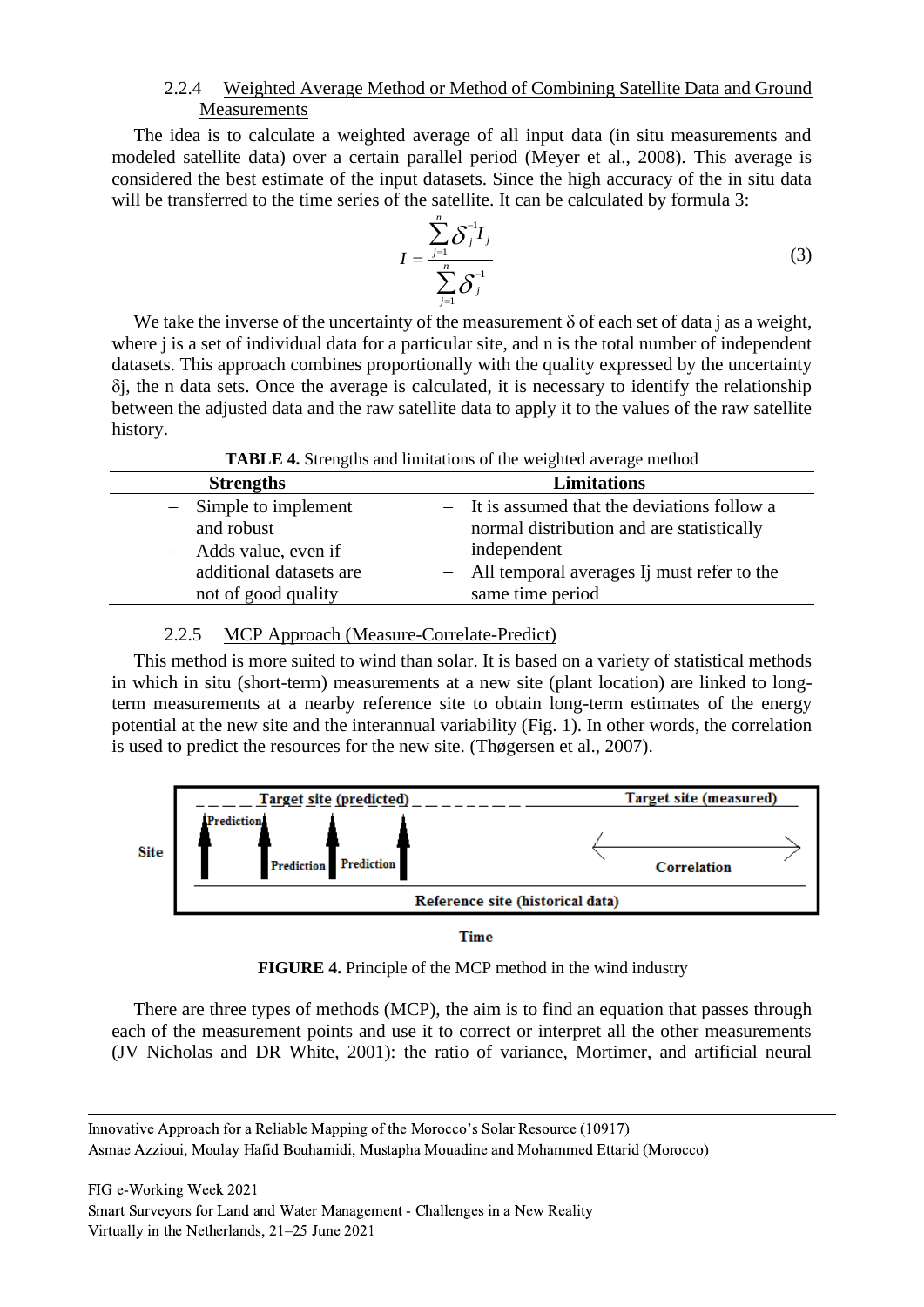### 2.2.4 Weighted Average Method or Method of Combining Satellite Data and Ground Measurements

The idea is to calculate a weighted average of all input data (in situ measurements and modeled satellite data) over a certain parallel period (Meyer et al., 2008). This average is considered the best estimate of the input datasets. Since the high accuracy of the in situ data will be transferred to the time series of the satellite. It can be calculated by formula 3:

$$I = \frac{\sum_{j=1}^{n} \delta_j^{-1} I_j}{\sum_{j=1}^{n} \delta_j^{-1}} \tag{3}$$

We take the inverse of the uncertainty of the measurement δ of each set of data j as a weight, where j is a set of individual data for a particular site, and n is the total number of independent datasets. This approach combines proportionally with the quality expressed by the uncertainty $\delta_j$, the n data sets. Once the average is calculated, it is necessary to identify the relationship between the adjusted data and the raw satellite data to apply it to the values of the raw satellite history.

**TABLE 4.** Strengths and limitations of the weighted average method

| Strengths | Limitations |
|---|---|
| – Simple to implement and robust<br>– Adds value, even if additional datasets are not of good quality | – It is assumed that the deviations follow a normal distribution and are statistically independent<br>– All temporal averages $I_j$ must refer to the same time period |

### 2.2.5 MCP Approach (Measure-Correlate-Predict)

This method is more suited to wind than solar. It is based on a variety of statistical methods in which in situ (short-term) measurements at a new site (plant location) are linked to long-term measurements at a nearby reference site to obtain long-term estimates of the energy potential at the new site and the interannual variability (Fig. 1). In other words, the correlation is used to predict the resources for the new site. (Thøgersen et al., 2007).

Site | Target site (predicted) | Target site (measured) | Prediction | Prediction | Prediction | Correlation | Reference site (historical data) | Time

**FIGURE 4.** Principle of the MCP method in the wind industry

There are three types of methods (MCP), the aim is to find an equation that passes through each of the measurement points and use it to correct or interpret all the other measurements (JV Nicholas and DR White, 2001): the ratio of variance, Mortimer, and artificial neural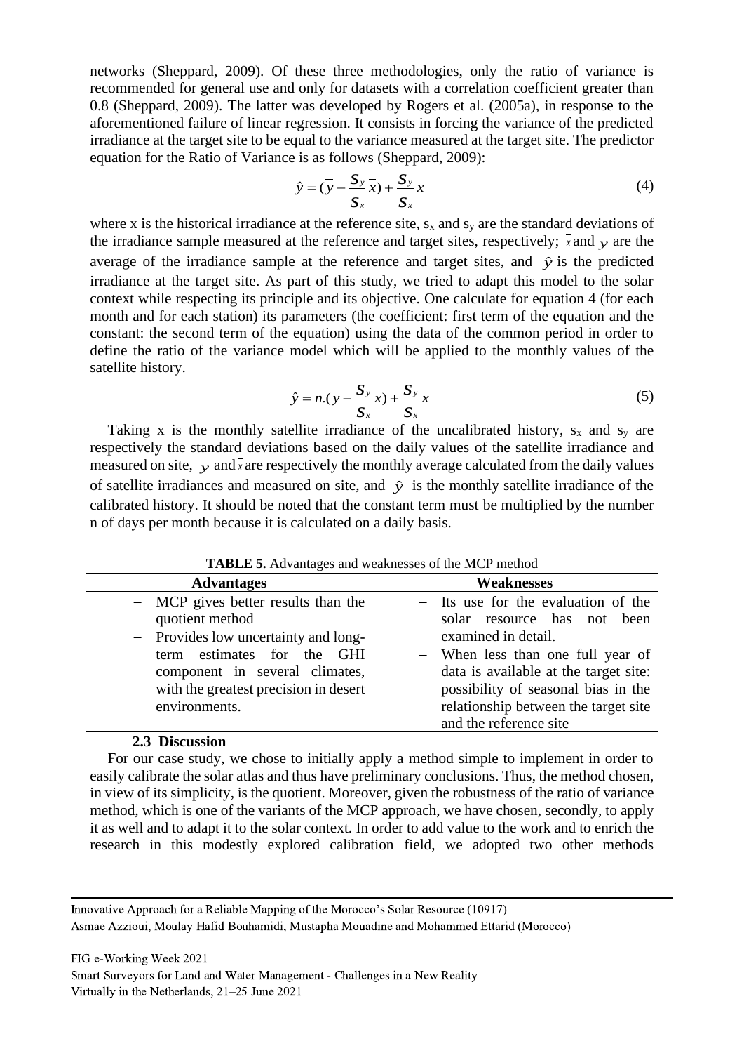networks (Sheppard, 2009). Of these three methodologies, only the ratio of variance is recommended for general use and only for datasets with a correlation coefficient greater than 0.8 (Sheppard, 2009). The latter was developed by Rogers et al. (2005a), in response to the aforementioned failure of linear regression. It consists in forcing the variance of the predicted irradiance at the target site to be equal to the variance measured at the target site. The predictor equation for the Ratio of Variance is as follows (Sheppard, 2009):

$$\hat{y} = (\bar{y} - \frac{S_y}{S_x}\bar{x}) + \frac{S_y}{S_x}x \tag{4}$$

where x is the historical irradiance at the reference site, $s_x$ and $s_y$ are the standard deviations of the irradiance sample measured at the reference and target sites, respectively; $\bar{x}$ and $\bar{y}$ are the average of the irradiance sample at the reference and target sites, and $\hat{y}$ is the predicted irradiance at the target site. As part of this study, we tried to adapt this model to the solar context while respecting its principle and its objective. One calculate for equation 4 (for each month and for each station) its parameters (the coefficient: first term of the equation and the constant: the second term of the equation) using the data of the common period in order to define the ratio of the variance model which will be applied to the monthly values of the satellite history.

$$\hat{y} = n.(\bar{y} - \frac{S_y}{S_x}\bar{x}) + \frac{S_y}{S_x}x \tag{5}$$

Taking x is the monthly satellite irradiance of the uncalibrated history, $s_x$ and $s_y$ are respectively the standard deviations based on the daily values of the satellite irradiance and measured on site, $\bar{y}$ and $\bar{x}$ are respectively the monthly average calculated from the daily values of satellite irradiances and measured on site, and $\hat{y}$ is the monthly satellite irradiance of the calibrated history. It should be noted that the constant term must be multiplied by the number n of days per month because it is calculated on a daily basis.

**TABLE 5.** Advantages and weaknesses of the MCP method

| Advantages | Weaknesses |
|---|---|
| – MCP gives better results than the quotient method<br>– Provides low uncertainty and long-term estimates for the GHI component in several climates, with the greatest precision in desert environments. | – Its use for the evaluation of the solar resource has not been examined in detail.<br>– When less than one full year of data is available at the target site: possibility of seasonal bias in the relationship between the target site and the reference site |

### 2.3 Discussion

For our case study, we chose to initially apply a method simple to implement in order to easily calibrate the solar atlas and thus have preliminary conclusions. Thus, the method chosen, in view of its simplicity, is the quotient. Moreover, given the robustness of the ratio of variance method, which is one of the variants of the MCP approach, we have chosen, secondly, to apply it as well and to adapt it to the solar context. In order to add value to the work and to enrich the research in this modestly explored calibration field, we adopted two other methods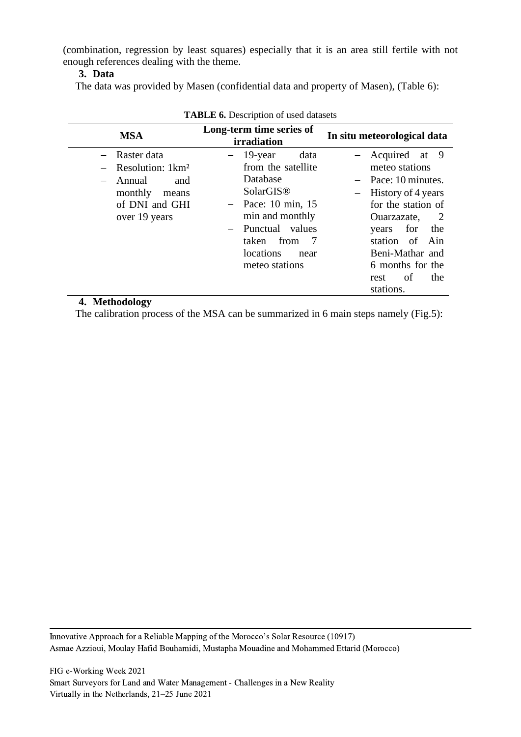(combination, regression by least squares) especially that it is an area still fertile with not enough references dealing with the theme.

### 3. Data

The data was provided by Masen (confidential data and property of Masen), (Table 6):

**TABLE 6.** Description of used datasets

| MSA | Long-term time series of irradiation | In situ meteorological data |
|---|---|---|
| – Raster data<br>– Resolution: 1km²<br>– Annual and monthly means of DNI and GHI over 19 years | – 19-year data from the satellite Database SolarGIS®<br>– Pace: 10 min, 15 min and monthly<br>– Punctual values taken from 7 locations near meteo stations | – Acquired at 9 meteo stations<br>– Pace: 10 minutes.<br>– History of 4 years for the station of Ouarzazate, 2 years for the station of Ain Beni-Mathar and 6 months for the rest of the stations. |

### 4. Methodology

The calibration process of the MSA can be summarized in 6 main steps namely (Fig.5):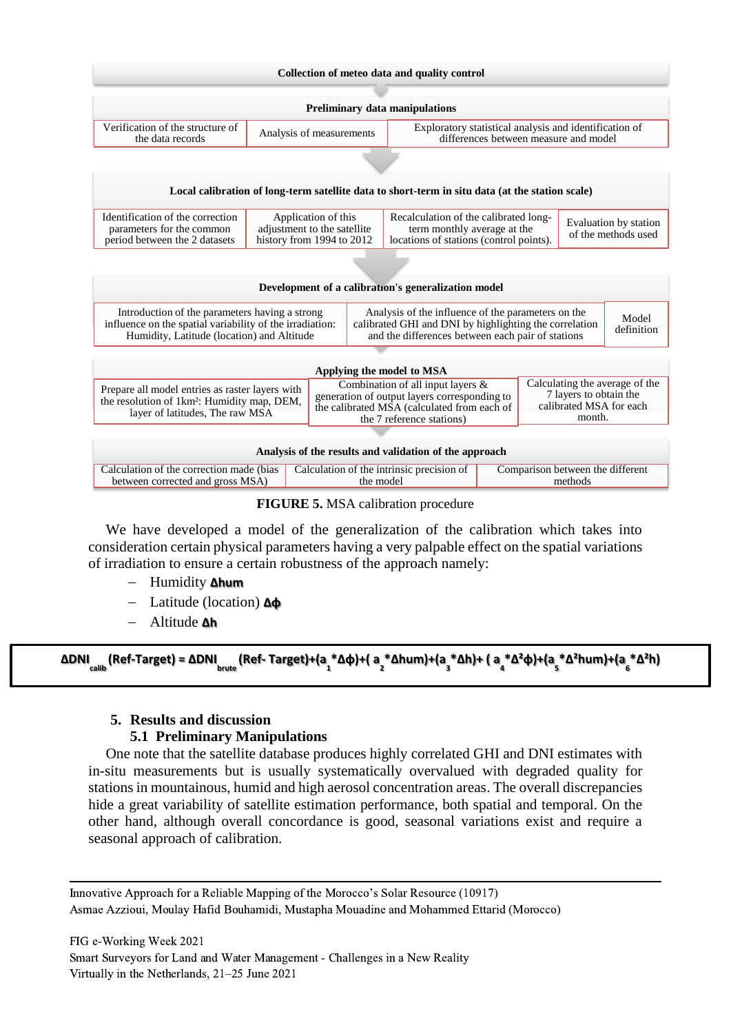**Collection of meteo data and quality control**

**Preliminary data manipulations**

| Verification of the structure of the data records | Analysis of measurements | Exploratory statistical analysis and identification of differences between measure and model |
|---|---|---|

**Local calibration of long-term satellite data to short-term in situ data (at the station scale)**

| Identification of the correction parameters for the common period between the 2 datasets | Application of this adjustment to the satellite history from 1994 to 2012 | Recalculation of the calibrated long-term monthly average at the locations of stations (control points). | Evaluation by station of the methods used |
|---|---|---|---|

**Development of a calibration's generalization model**

| Introduction of the parameters having a strong influence on the spatial variability of the irradiation: Humidity, Latitude (location) and Altitude | Analysis of the influence of the parameters on the calibrated GHI and DNI by highlighting the correlation and the differences between each pair of stations | Model definition |
|---|---|---|

**Applying the model to MSA**

| Prepare all model entries as raster layers with the resolution of 1km²: Humidity map, DEM, layer of latitudes, The raw MSA | Combination of all input layers & generation of output layers corresponding to the calibrated MSA (calculated from each of the 7 reference stations) | Calculating the average of the 7 layers to obtain the calibrated MSA for each month. |
|---|---|---|

**Analysis of the results and validation of the approach**

| Calculation of the correction made (bias between corrected and gross MSA) | Calculation of the intrinsic precision of the model | Comparison between the different methods |
|---|---|---|

**FIGURE 5.** MSA calibration procedure

We have developed a model of the generalization of the calibration which takes into consideration certain physical parameters having a very palpable effect on the spatial variations of irradiation to ensure a certain robustness of the approach namely:

- Humidity **Δhum**
- Latitude (location) **Δϕ**
- Altitude **Δh**

$$\Delta DNI_{calib}(\text{Ref-Target}) = \Delta DNI_{brute}(\text{Ref- Target})+(a_1*\Delta\phi)+(a_2*\Delta hum)+(a_3*\Delta h)+(a_4*\Delta^2\phi)+(a_5*\Delta^2 hum)+(a_6*\Delta^2 h)$$

## 5. Results and discussion

### 5.1 Preliminary Manipulations

One note that the satellite database produces highly correlated GHI and DNI estimates with in-situ measurements but is usually systematically overvalued with degraded quality for stations in mountainous, humid and high aerosol concentration areas. The overall discrepancies hide a great variability of satellite estimation performance, both spatial and temporal. On the other hand, although overall concordance is good, seasonal variations exist and require a seasonal approach of calibration.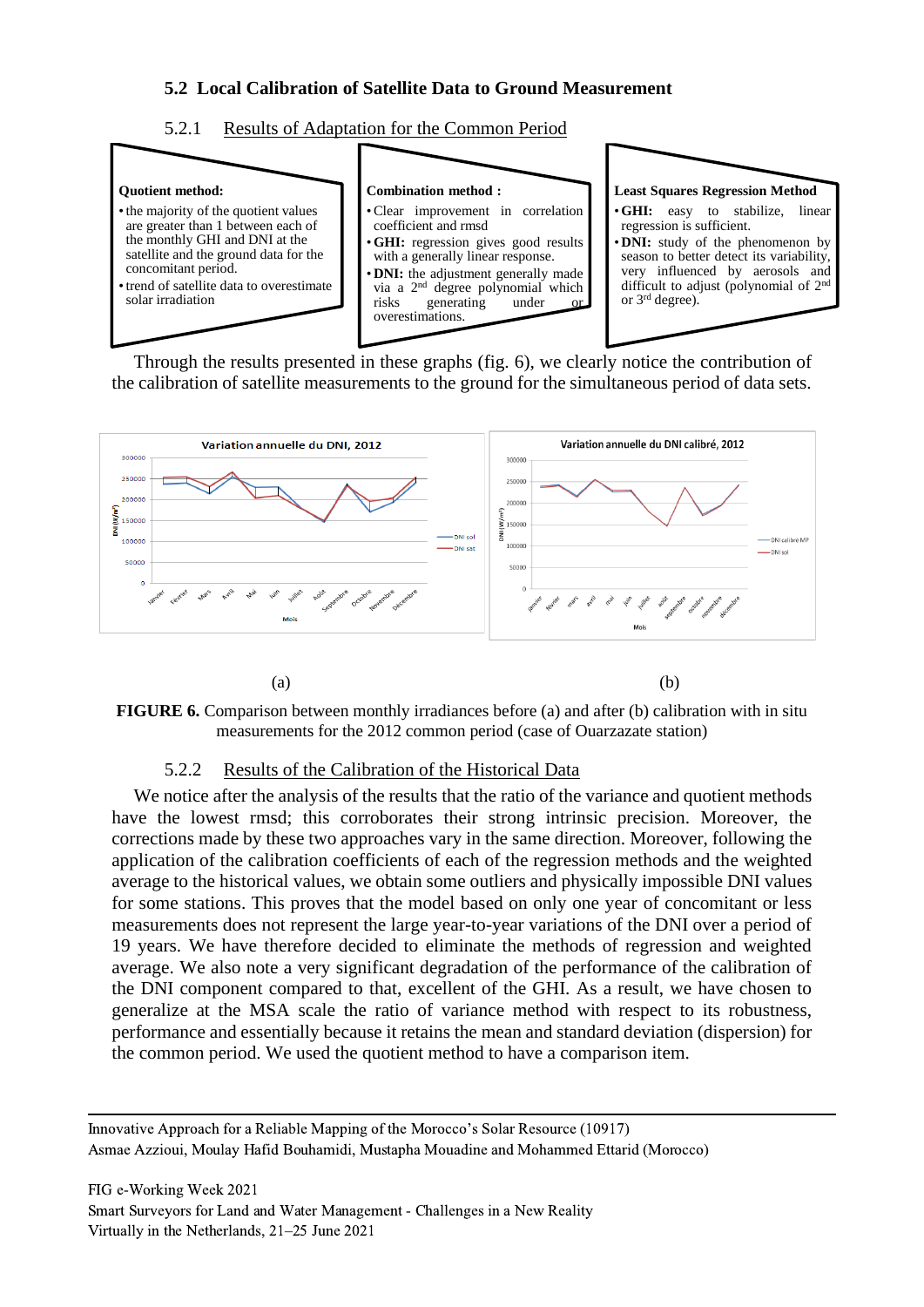## 5.2 Local Calibration of Satellite Data to Ground Measurement

### 5.2.1 Results of Adaptation for the Common Period

**Quotient method:**

- the majority of the quotient values are greater than 1 between each of the monthly GHI and DNI at the satellite and the ground data for the concomitant period.
- trend of satellite data to overestimate solar irradiation

**Combination method :**

- Clear improvement in correlation coefficient and rmsd
- **GHI:** regression gives good results with a generally linear response.
- **DNI:** the adjustment generally made via a 2nd degree polynomial which risks generating under or overestimations.

**Least Squares Regression Method**

- **GHI:** easy to stabilize, linear regression is sufficient.
- **DNI:** study of the phenomenon by season to better detect its variability, very influenced by aerosols and difficult to adjust (polynomial of 2nd or 3rd degree).

Through the results presented in these graphs (fig. 6), we clearly notice the contribution of the calibration of satellite measurements to the ground for the simultaneous period of data sets.

(a) (b)

**FIGURE 6.** Comparison between monthly irradiances before (a) and after (b) calibration with in situ measurements for the 2012 common period (case of Ouarzazate station)

### 5.2.2 Results of the Calibration of the Historical Data

We notice after the analysis of the results that the ratio of the variance and quotient methods have the lowest rmsd; this corroborates their strong intrinsic precision. Moreover, the corrections made by these two approaches vary in the same direction. Moreover, following the application of the calibration coefficients of each of the regression methods and the weighted average to the historical values, we obtain some outliers and physically impossible DNI values for some stations. This proves that the model based on only one year of concomitant or less measurements does not represent the large year-to-year variations of the DNI over a period of 19 years. We have therefore decided to eliminate the methods of regression and weighted average. We also note a very significant degradation of the performance of the calibration of the DNI component compared to that, excellent of the GHI. As a result, we have chosen to generalize at the MSA scale the ratio of variance method with respect to its robustness, performance and essentially because it retains the mean and standard deviation (dispersion) for the common period. We used the quotient method to have a comparison item.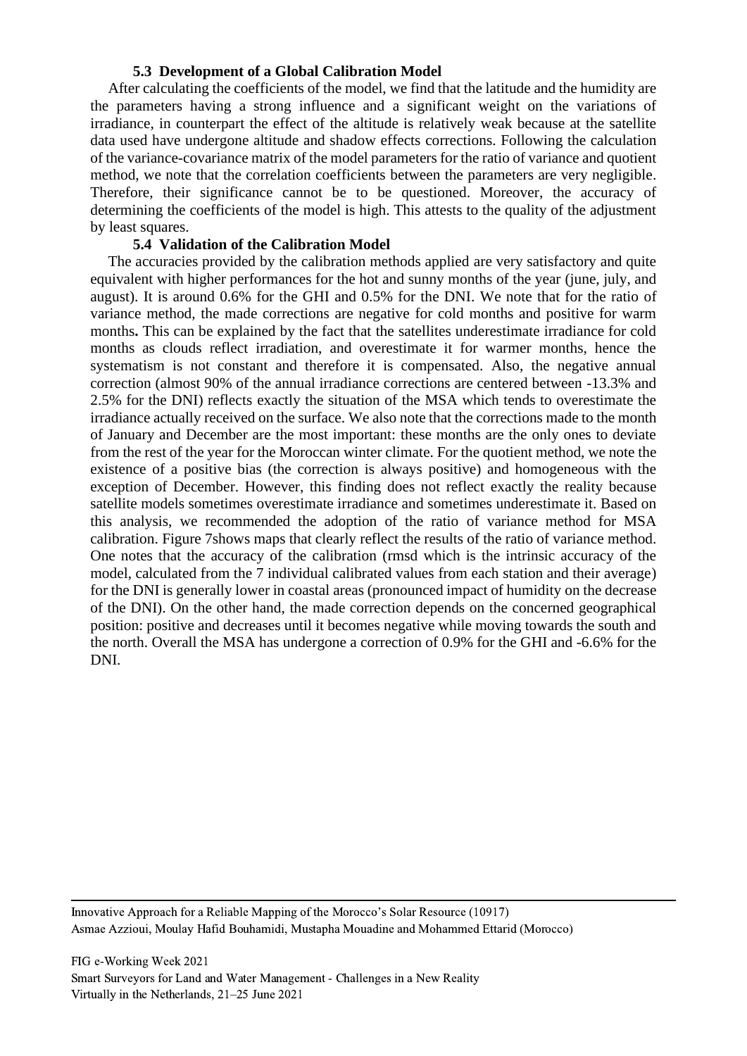### 5.3 Development of a Global Calibration Model

After calculating the coefficients of the model, we find that the latitude and the humidity are the parameters having a strong influence and a significant weight on the variations of irradiance, in counterpart the effect of the altitude is relatively weak because at the satellite data used have undergone altitude and shadow effects corrections. Following the calculation of the variance-covariance matrix of the model parameters for the ratio of variance and quotient method, we note that the correlation coefficients between the parameters are very negligible. Therefore, their significance cannot be to be questioned. Moreover, the accuracy of determining the coefficients of the model is high. This attests to the quality of the adjustment by least squares.

### 5.4 Validation of the Calibration Model

The accuracies provided by the calibration methods applied are very satisfactory and quite equivalent with higher performances for the hot and sunny months of the year (june, july, and august). It is around 0.6% for the GHI and 0.5% for the DNI. We note that for the ratio of variance method, the made corrections are negative for cold months and positive for warm months**.** This can be explained by the fact that the satellites underestimate irradiance for cold months as clouds reflect irradiation, and overestimate it for warmer months, hence the systematism is not constant and therefore it is compensated. Also, the negative annual correction (almost 90% of the annual irradiance corrections are centered between -13.3% and 2.5% for the DNI) reflects exactly the situation of the MSA which tends to overestimate the irradiance actually received on the surface. We also note that the corrections made to the month of January and December are the most important: these months are the only ones to deviate from the rest of the year for the Moroccan winter climate. For the quotient method, we note the existence of a positive bias (the correction is always positive) and homogeneous with the exception of December. However, this finding does not reflect exactly the reality because satellite models sometimes overestimate irradiance and sometimes underestimate it. Based on this analysis, we recommended the adoption of the ratio of variance method for MSA calibration. Figure 7shows maps that clearly reflect the results of the ratio of variance method. One notes that the accuracy of the calibration (rmsd which is the intrinsic accuracy of the model, calculated from the 7 individual calibrated values from each station and their average) for the DNI is generally lower in coastal areas (pronounced impact of humidity on the decrease of the DNI). On the other hand, the made correction depends on the concerned geographical position: positive and decreases until it becomes negative while moving towards the south and the north. Overall the MSA has undergone a correction of 0.9% for the GHI and -6.6% for the DNI.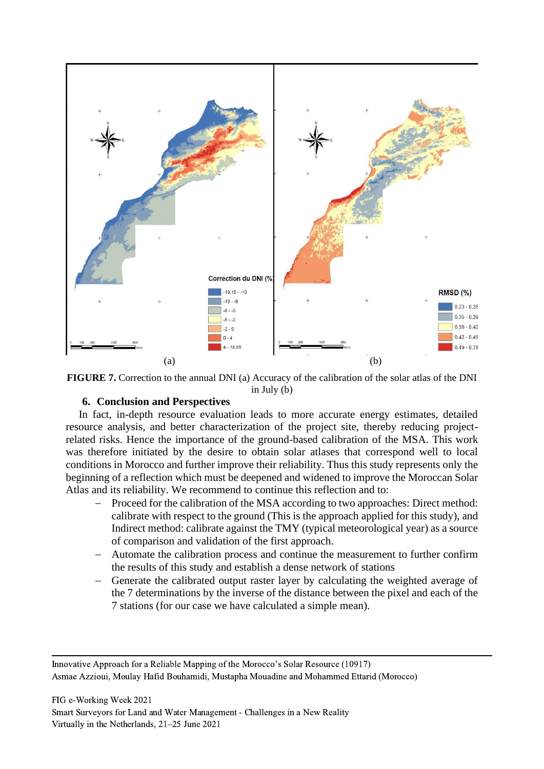**FIGURE 7.** Correction to the annual DNI (a) Accuracy of the calibration of the solar atlas of the DNI in July (b)

## 6. Conclusion and Perspectives

In fact, in-depth resource evaluation leads to more accurate energy estimates, detailed resource analysis, and better characterization of the project site, thereby reducing project-related risks. Hence the importance of the ground-based calibration of the MSA. This work was therefore initiated by the desire to obtain solar atlases that correspond well to local conditions in Morocco and further improve their reliability. Thus this study represents only the beginning of a reflection which must be deepened and widened to improve the Moroccan Solar Atlas and its reliability. We recommend to continue this reflection and to:

- Proceed for the calibration of the MSA according to two approaches: Direct method: calibrate with respect to the ground (This is the approach applied for this study), and Indirect method: calibrate against the TMY (typical meteorological year) as a source of comparison and validation of the first approach.
- Automate the calibration process and continue the measurement to further confirm the results of this study and establish a dense network of stations
- Generate the calibrated output raster layer by calculating the weighted average of the 7 determinations by the inverse of the distance between the pixel and each of the 7 stations (for our case we have calculated a simple mean).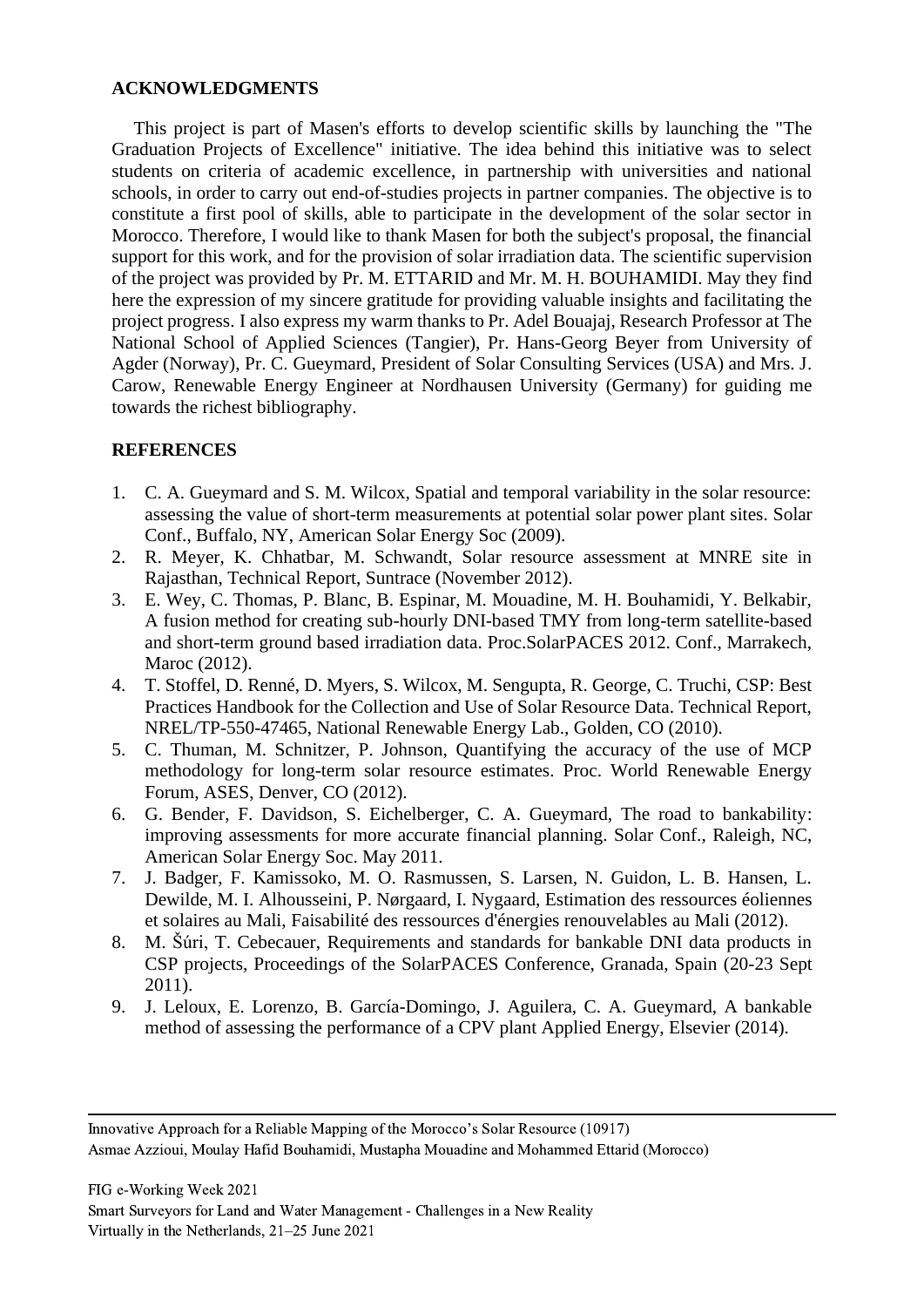## ACKNOWLEDGMENTS

This project is part of Masen's efforts to develop scientific skills by launching the "The Graduation Projects of Excellence" initiative. The idea behind this initiative was to select students on criteria of academic excellence, in partnership with universities and national schools, in order to carry out end-of-studies projects in partner companies. The objective is to constitute a first pool of skills, able to participate in the development of the solar sector in Morocco. Therefore, I would like to thank Masen for both the subject's proposal, the financial support for this work, and for the provision of solar irradiation data. The scientific supervision of the project was provided by Pr. M. ETTARID and Mr. M. H. BOUHAMIDI. May they find here the expression of my sincere gratitude for providing valuable insights and facilitating the project progress. I also express my warm thanks to Pr. Adel Bouajaj, Research Professor at The National School of Applied Sciences (Tangier), Pr. Hans-Georg Beyer from University of Agder (Norway), Pr. C. Gueymard, President of Solar Consulting Services (USA) and Mrs. J. Carow, Renewable Energy Engineer at Nordhausen University (Germany) for guiding me towards the richest bibliography.

## REFERENCES

1. C. A. Gueymard and S. M. Wilcox, Spatial and temporal variability in the solar resource: assessing the value of short-term measurements at potential solar power plant sites. Solar Conf., Buffalo, NY, American Solar Energy Soc (2009).
2. R. Meyer, K. Chhatbar, M. Schwandt, Solar resource assessment at MNRE site in Rajasthan, Technical Report, Suntrace (November 2012).
3. E. Wey, C. Thomas, P. Blanc, B. Espinar, M. Mouadine, M. H. Bouhamidi, Y. Belkabir, A fusion method for creating sub-hourly DNI-based TMY from long-term satellite-based and short-term ground based irradiation data. Proc.SolarPACES 2012. Conf., Marrakech, Maroc (2012).
4. T. Stoffel, D. Renné, D. Myers, S. Wilcox, M. Sengupta, R. George, C. Truchi, CSP: Best Practices Handbook for the Collection and Use of Solar Resource Data. Technical Report, NREL/TP-550-47465, National Renewable Energy Lab., Golden, CO (2010).
5. C. Thuman, M. Schnitzer, P. Johnson, Quantifying the accuracy of the use of MCP methodology for long-term solar resource estimates. Proc. World Renewable Energy Forum, ASES, Denver, CO (2012).
6. G. Bender, F. Davidson, S. Eichelberger, C. A. Gueymard, The road to bankability: improving assessments for more accurate financial planning. Solar Conf., Raleigh, NC, American Solar Energy Soc. May 2011.
7. J. Badger, F. Kamissoko, M. O. Rasmussen, S. Larsen, N. Guidon, L. B. Hansen, L. Dewilde, M. I. Alhousseini, P. Nørgaard, I. Nygaard, Estimation des ressources éoliennes et solaires au Mali, Faisabilité des ressources d'énergies renouvelables au Mali (2012).
8. M. Šúri, T. Cebecauer, Requirements and standards for bankable DNI data products in CSP projects, Proceedings of the SolarPACES Conference, Granada, Spain (20-23 Sept 2011).
9. J. Leloux, E. Lorenzo, B. García-Domingo, J. Aguilera, C. A. Gueymard, A bankable method of assessing the performance of a CPV plant Applied Energy, Elsevier (2014).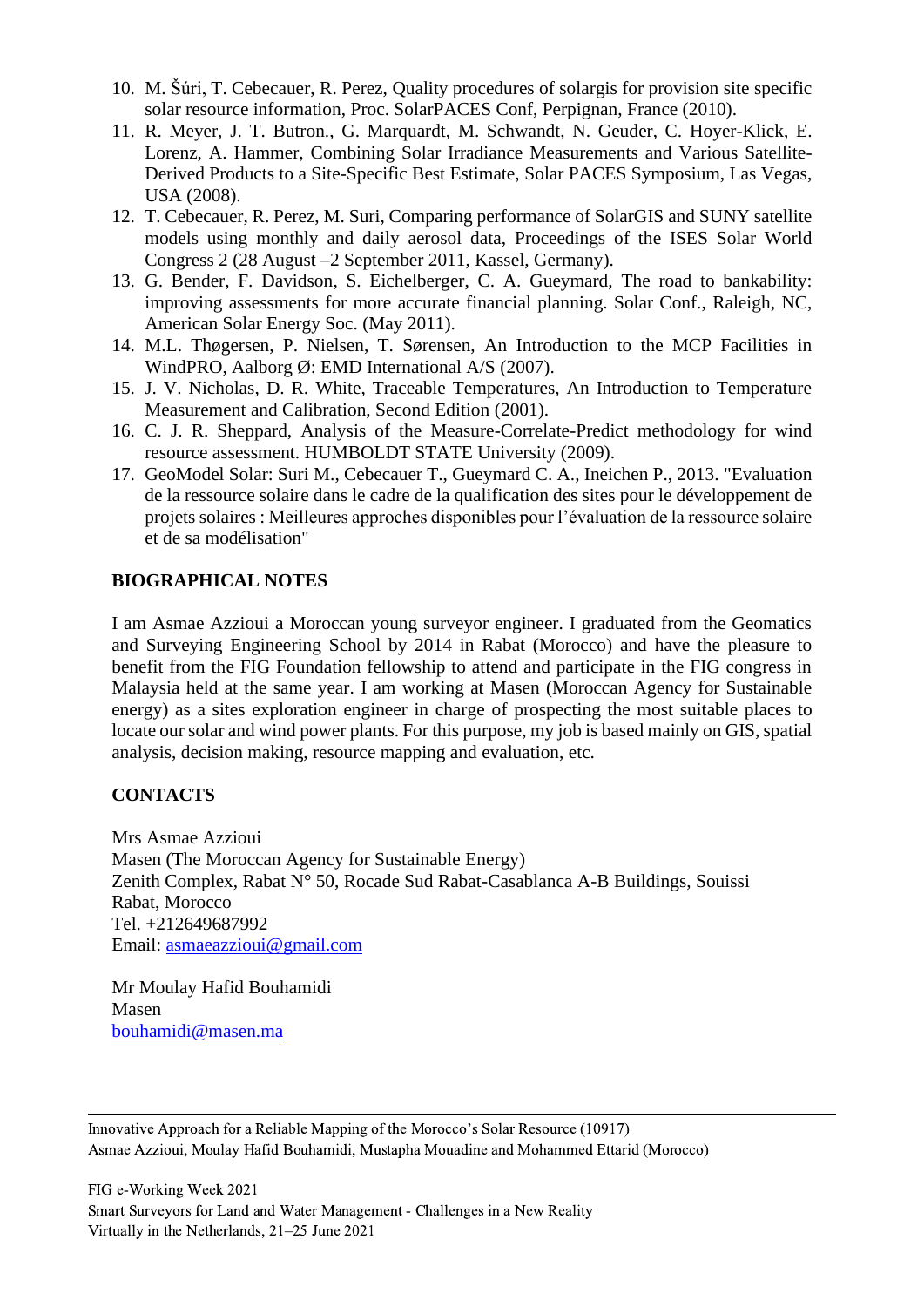10. M. Šúri, T. Cebecauer, R. Perez, Quality procedures of solargis for provision site specific solar resource information, Proc. SolarPACES Conf, Perpignan, France (2010).
11. R. Meyer, J. T. Butron., G. Marquardt, M. Schwandt, N. Geuder, C. Hoyer-Klick, E. Lorenz, A. Hammer, Combining Solar Irradiance Measurements and Various Satellite-Derived Products to a Site-Specific Best Estimate, Solar PACES Symposium, Las Vegas, USA (2008).
12. T. Cebecauer, R. Perez, M. Suri, Comparing performance of SolarGIS and SUNY satellite models using monthly and daily aerosol data, Proceedings of the ISES Solar World Congress 2 (28 August –2 September 2011, Kassel, Germany).
13. G. Bender, F. Davidson, S. Eichelberger, C. A. Gueymard, The road to bankability: improving assessments for more accurate financial planning. Solar Conf., Raleigh, NC, American Solar Energy Soc. (May 2011).
14. M.L. Thøgersen, P. Nielsen, T. Sørensen, An Introduction to the MCP Facilities in WindPRO, Aalborg Ø: EMD International A/S (2007).
15. J. V. Nicholas, D. R. White, Traceable Temperatures, An Introduction to Temperature Measurement and Calibration, Second Edition (2001).
16. C. J. R. Sheppard, Analysis of the Measure-Correlate-Predict methodology for wind resource assessment. HUMBOLDT STATE University (2009).
17. GeoModel Solar: Suri M., Cebecauer T., Gueymard C. A., Ineichen P., 2013. "Evaluation de la ressource solaire dans le cadre de la qualification des sites pour le développement de projets solaires : Meilleures approches disponibles pour l'évaluation de la ressource solaire et de sa modélisation"

## BIOGRAPHICAL NOTES

I am Asmae Azzioui a Moroccan young surveyor engineer. I graduated from the Geomatics and Surveying Engineering School by 2014 in Rabat (Morocco) and have the pleasure to benefit from the FIG Foundation fellowship to attend and participate in the FIG congress in Malaysia held at the same year. I am working at Masen (Moroccan Agency for Sustainable energy) as a sites exploration engineer in charge of prospecting the most suitable places to locate our solar and wind power plants. For this purpose, my job is based mainly on GIS, spatial analysis, decision making, resource mapping and evaluation, etc.

## CONTACTS

Mrs Asmae Azzioui
Masen (The Moroccan Agency for Sustainable Energy)
Zenith Complex, Rabat N° 50, Rocade Sud Rabat-Casablanca A-B Buildings, Souissi
Rabat, Morocco
Tel. +212649687992
Email: asmaeazzioui@gmail.com

Mr Moulay Hafid Bouhamidi
Masen
bouhamidi@masen.ma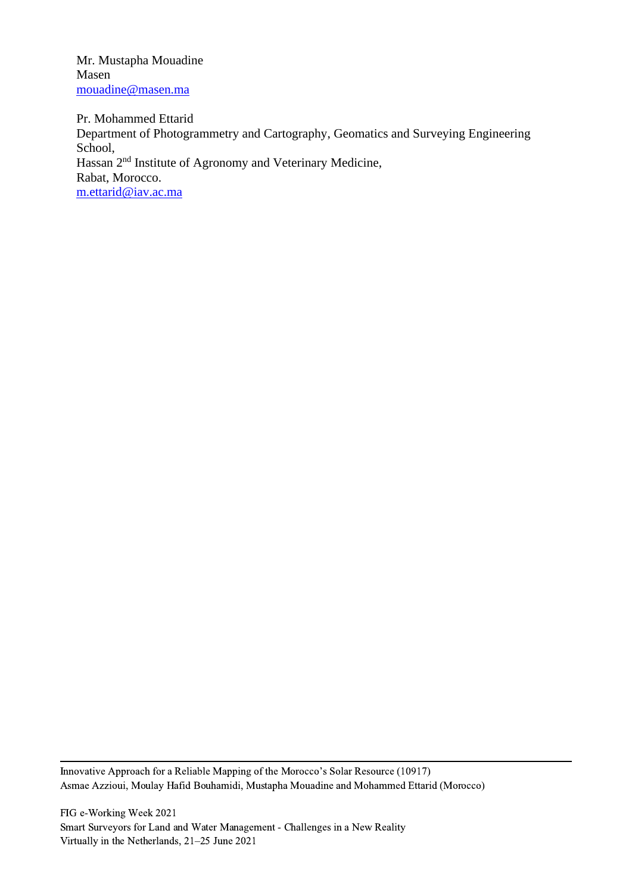Mr. Mustapha Mouadine
Masen
mouadine@masen.ma

Pr. Mohammed Ettarid
Department of Photogrammetry and Cartography, Geomatics and Surveying Engineering School,
Hassan 2nd Institute of Agronomy and Veterinary Medicine,
Rabat, Morocco.
m.ettarid@iav.ac.ma